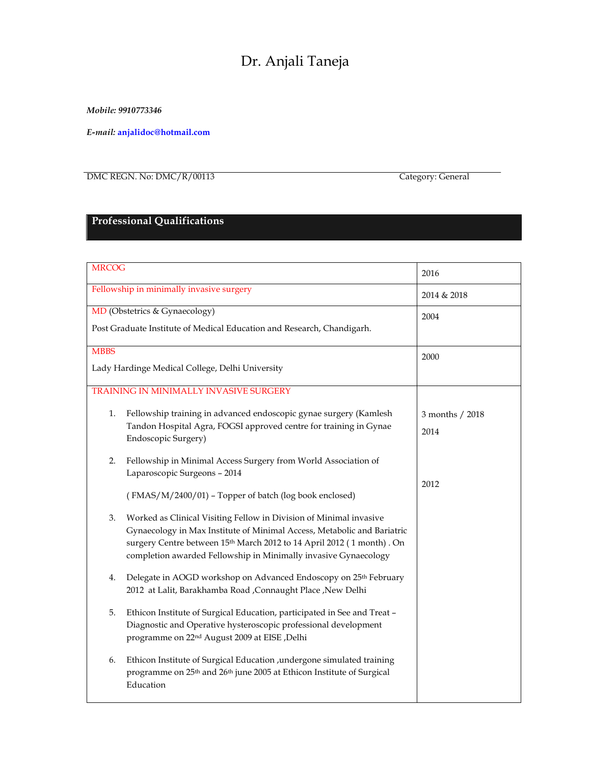# Dr. Anjali Taneja

***Mobile: 9910773346***

***E-mail:*** **anjalidoc@hotmail.com**

DMC REGN. No: DMC/R/00113 Category: General

## Professional Qualifications

| | |
|---|---|
| MRCOG | 2016 |
| Fellowship in minimally invasive surgery | 2014 & 2018 |
| MD (Obstetrics & Gynaecology)<br>Post Graduate Institute of Medical Education and Research, Chandigarh. | 2004 |
| MBBS<br>Lady Hardinge Medical College, Delhi University | 2000 |
| TRAINING IN MINIMALLY INVASIVE SURGERY<br>1. Fellowship training in advanced endoscopic gynae surgery (Kamlesh Tandon Hospital Agra, FOGSI approved centre for training in Gynae Endoscopic Surgery)<br>2. Fellowship in Minimal Access Surgery from World Association of Laparoscopic Surgeons – 2014<br>( FMAS/M/2400/01) – Topper of batch (log book enclosed)<br>3. Worked as Clinical Visiting Fellow in Division of Minimal invasive Gynaecology in Max Institute of Minimal Access, Metabolic and Bariatric surgery Centre between 15th March 2012 to 14 April 2012 ( 1 month) . On completion awarded Fellowship in Minimally invasive Gynaecology<br>4. Delegate in AOGD workshop on Advanced Endoscopy on 25th February 2012 at Lalit, Barakhamba Road ,Connaught Place ,New Delhi<br>5. Ethicon Institute of Surgical Education, participated in See and Treat – Diagnostic and Operative hysteroscopic professional development programme on 22nd August 2009 at EISE ,Delhi<br>6. Ethicon Institute of Surgical Education ,undergone simulated training programme on 25th and 26th june 2005 at Ethicon Institute of Surgical Education | 3 months / 2018<br>2014<br><br>2012 |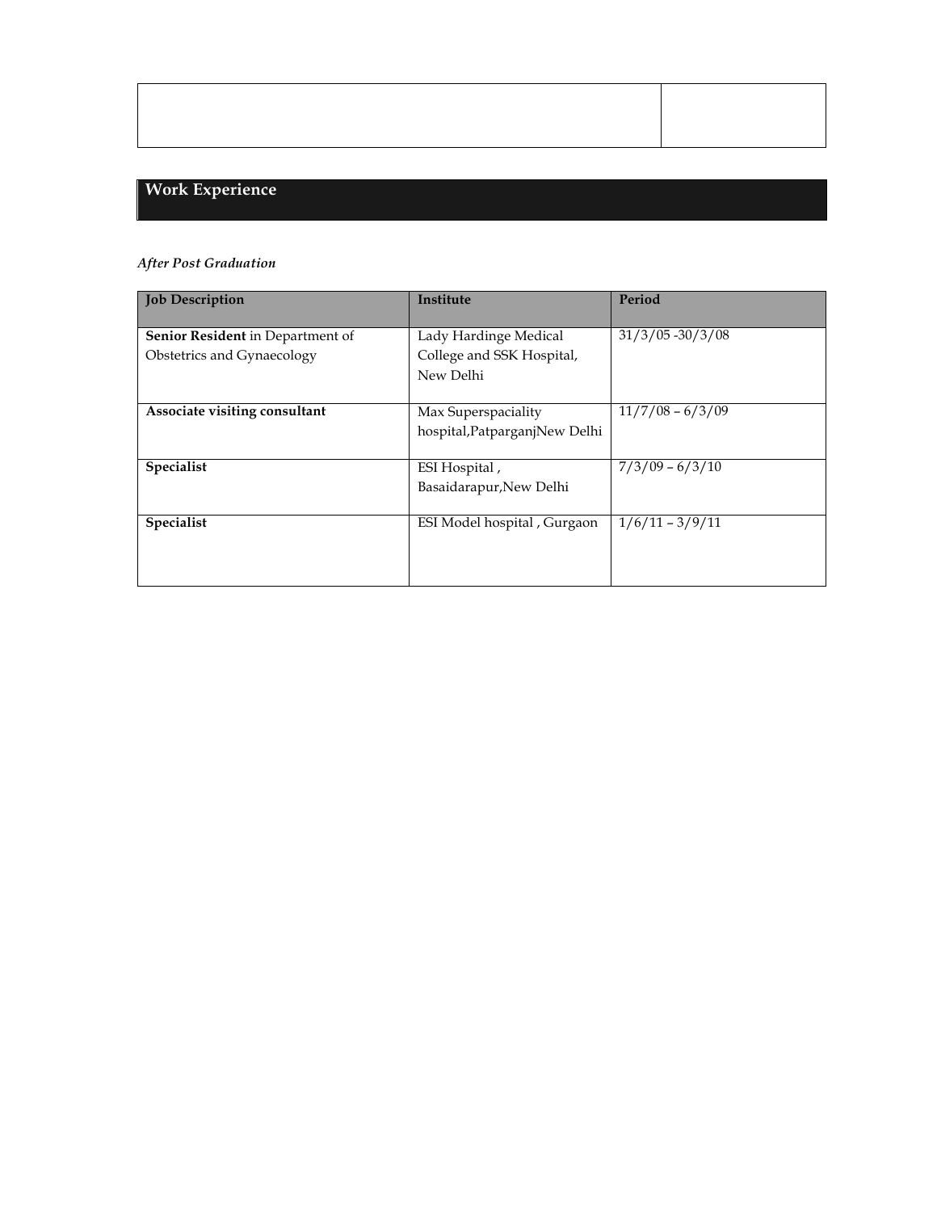## Work Experience

*After Post Graduation*

| Job Description | Institute | Period |
|---|---|---|
| **Senior Resident** in Department of Obstetrics and Gynaecology | Lady Hardinge Medical College and SSK Hospital, New Delhi | 31/3/05 -30/3/08 |
| **Associate visiting consultant** | Max Superspaciality hospital,PatparganjNew Delhi | 11/7/08 – 6/3/09 |
| **Specialist** | ESI Hospital , Basaidarapur,New Delhi | 7/3/09 – 6/3/10 |
| **Specialist** | ESI Model hospital , Gurgaon | 1/6/11 – 3/9/11 |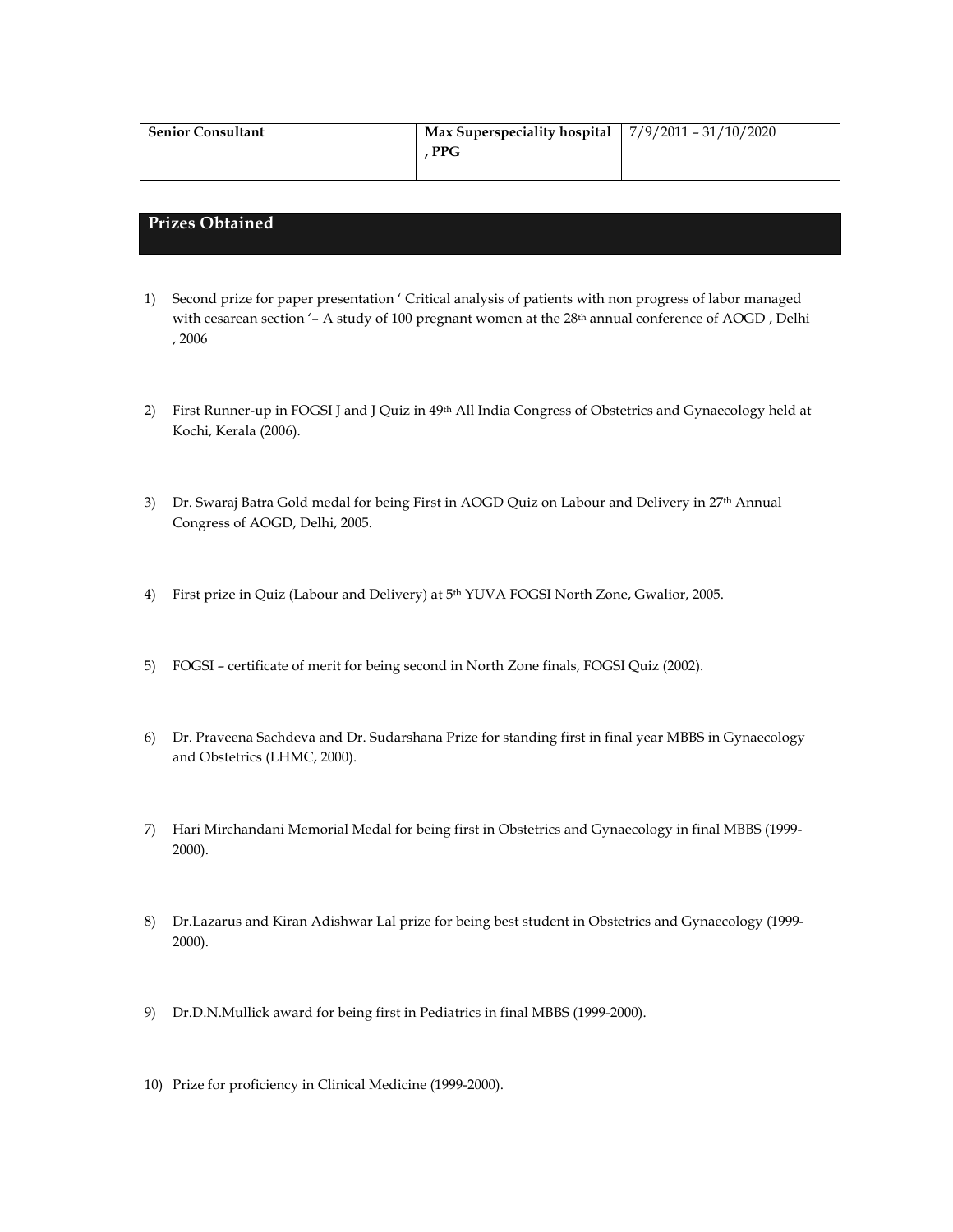| Senior Consultant | Max Superspeciality hospital , PPG | 7/9/2011 – 31/10/2020 |
|---|---|---|

## Prizes Obtained

1) Second prize for paper presentation ' Critical analysis of patients with non progress of labor managed with cesarean section '– A study of 100 pregnant women at the 28th annual conference of AOGD , Delhi , 2006

2) First Runner-up in FOGSI J and J Quiz in 49th All India Congress of Obstetrics and Gynaecology held at Kochi, Kerala (2006).

3) Dr. Swaraj Batra Gold medal for being First in AOGD Quiz on Labour and Delivery in 27th Annual Congress of AOGD, Delhi, 2005.

4) First prize in Quiz (Labour and Delivery) at 5th YUVA FOGSI North Zone, Gwalior, 2005.

5) FOGSI – certificate of merit for being second in North Zone finals, FOGSI Quiz (2002).

6) Dr. Praveena Sachdeva and Dr. Sudarshana Prize for standing first in final year MBBS in Gynaecology and Obstetrics (LHMC, 2000).

7) Hari Mirchandani Memorial Medal for being first in Obstetrics and Gynaecology in final MBBS (1999-2000).

8) Dr.Lazarus and Kiran Adishwar Lal prize for being best student in Obstetrics and Gynaecology (1999-2000).

9) Dr.D.N.Mullick award for being first in Pediatrics in final MBBS (1999-2000).

10) Prize for proficiency in Clinical Medicine (1999-2000).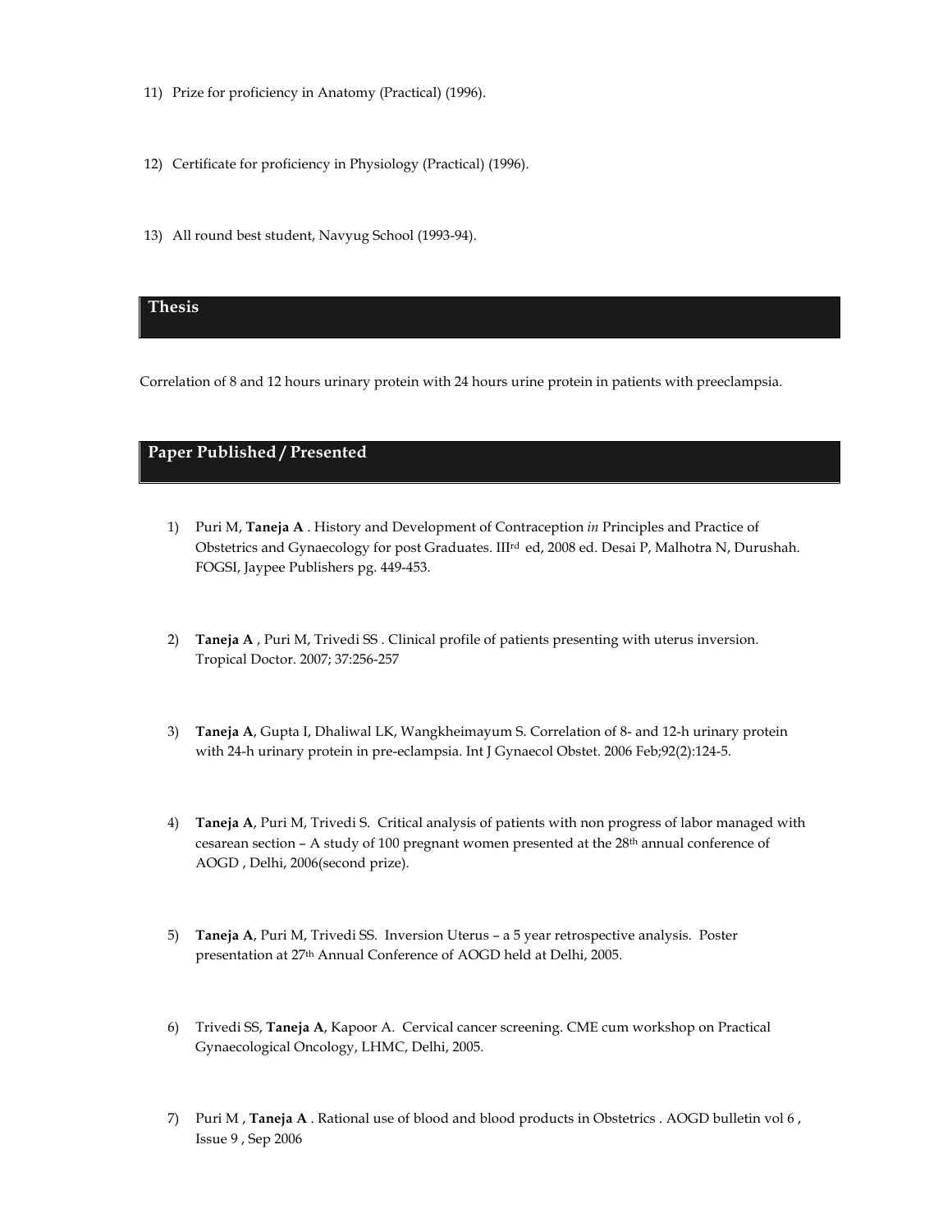11) Prize for proficiency in Anatomy (Practical) (1996).

12) Certificate for proficiency in Physiology (Practical) (1996).

13) All round best student, Navyug School (1993-94).

## Thesis

Correlation of 8 and 12 hours urinary protein with 24 hours urine protein in patients with preeclampsia.

## Paper Published / Presented

1) Puri M, **Taneja A** . History and Development of Contraception *in* Principles and Practice of Obstetrics and Gynaecology for post Graduates. III[rd] ed, 2008 ed. Desai P, Malhotra N, Durushah. FOGSI, Jaypee Publishers pg. 449-453.

2) **Taneja A** , Puri M, Trivedi SS . Clinical profile of patients presenting with uterus inversion. Tropical Doctor. 2007; 37:256-257

3) **Taneja A**, Gupta I, Dhaliwal LK, Wangkheimayum S. Correlation of 8- and 12-h urinary protein with 24-h urinary protein in pre-eclampsia. Int J Gynaecol Obstet. 2006 Feb;92(2):124-5.

4) **Taneja A**, Puri M, Trivedi S. Critical analysis of patients with non progress of labor managed with cesarean section – A study of 100 pregnant women presented at the 28[th] annual conference of AOGD , Delhi, 2006(second prize).

5) **Taneja A**, Puri M, Trivedi SS. Inversion Uterus – a 5 year retrospective analysis. Poster presentation at 27[th] Annual Conference of AOGD held at Delhi, 2005.

6) Trivedi SS, **Taneja A**, Kapoor A. Cervical cancer screening. CME cum workshop on Practical Gynaecological Oncology, LHMC, Delhi, 2005.

7) Puri M , **Taneja A** . Rational use of blood and blood products in Obstetrics . AOGD bulletin vol 6 , Issue 9 , Sep 2006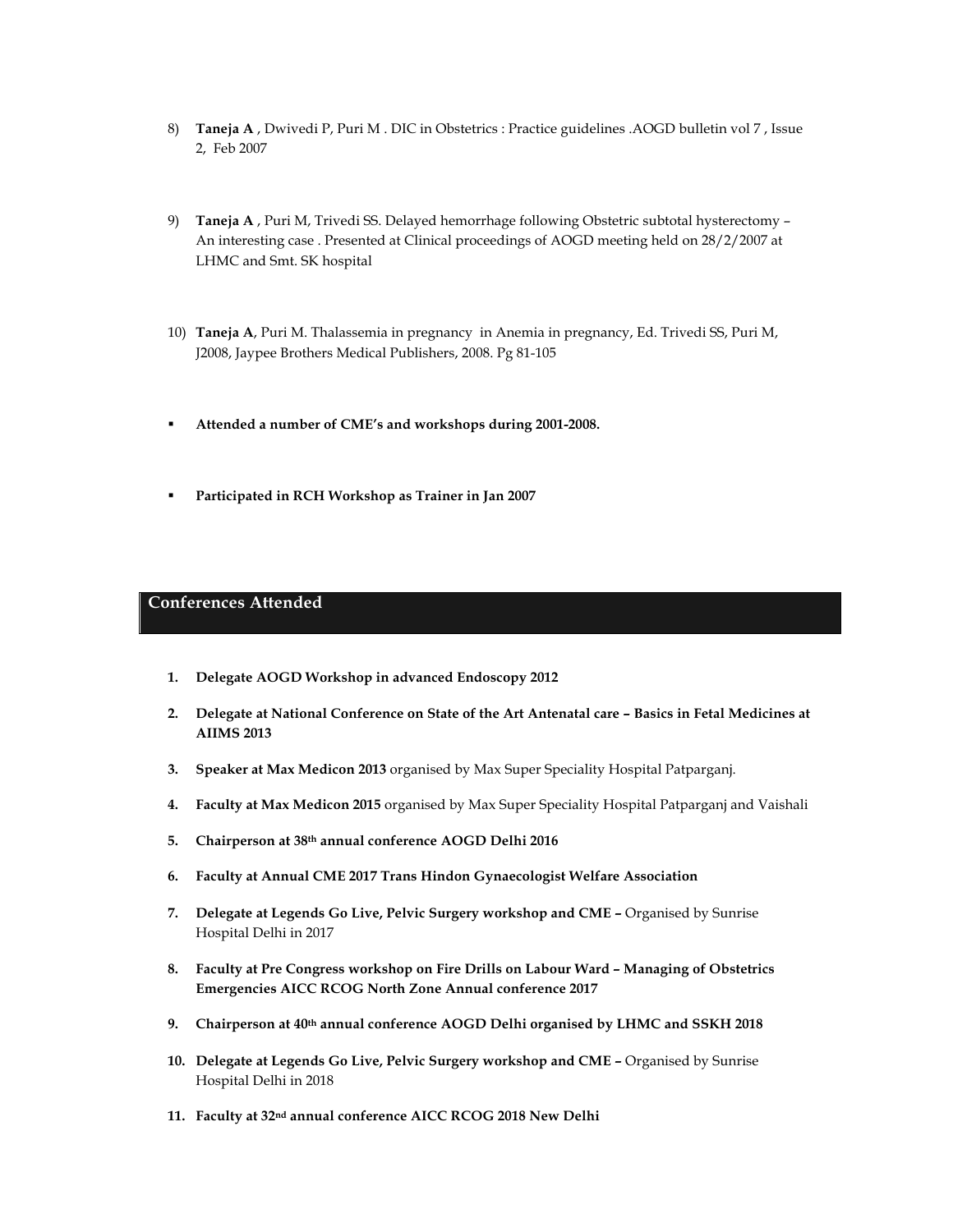8) **Taneja A** , Dwivedi P, Puri M . DIC in Obstetrics : Practice guidelines .AOGD bulletin vol 7 , Issue 2, Feb 2007

9) **Taneja A** , Puri M, Trivedi SS. Delayed hemorrhage following Obstetric subtotal hysterectomy – An interesting case . Presented at Clinical proceedings of AOGD meeting held on 28/2/2007 at LHMC and Smt. SK hospital

10) **Taneja A**, Puri M. Thalassemia in pregnancy in Anemia in pregnancy, Ed. Trivedi SS, Puri M, J2008, Jaypee Brothers Medical Publishers, 2008. Pg 81-105

- **Attended a number of CME's and workshops during 2001-2008.**

- **Participated in RCH Workshop as Trainer in Jan 2007**

## Conferences Attended

1. **Delegate AOGD Workshop in advanced Endoscopy 2012**
2. **Delegate at National Conference on State of the Art Antenatal care – Basics in Fetal Medicines at AIIMS 2013**
3. **Speaker at Max Medicon 2013** organised by Max Super Speciality Hospital Patparganj.
4. **Faculty at Max Medicon 2015** organised by Max Super Speciality Hospital Patparganj and Vaishali
5. **Chairperson at 38th annual conference AOGD Delhi 2016**
6. **Faculty at Annual CME 2017 Trans Hindon Gynaecologist Welfare Association**
7. **Delegate at Legends Go Live, Pelvic Surgery workshop and CME –** Organised by Sunrise Hospital Delhi in 2017
8. **Faculty at Pre Congress workshop on Fire Drills on Labour Ward – Managing of Obstetrics Emergencies AICC RCOG North Zone Annual conference 2017**
9. **Chairperson at 40th annual conference AOGD Delhi organised by LHMC and SSKH 2018**
10. **Delegate at Legends Go Live, Pelvic Surgery workshop and CME –** Organised by Sunrise Hospital Delhi in 2018
11. **Faculty at 32nd annual conference AICC RCOG 2018 New Delhi**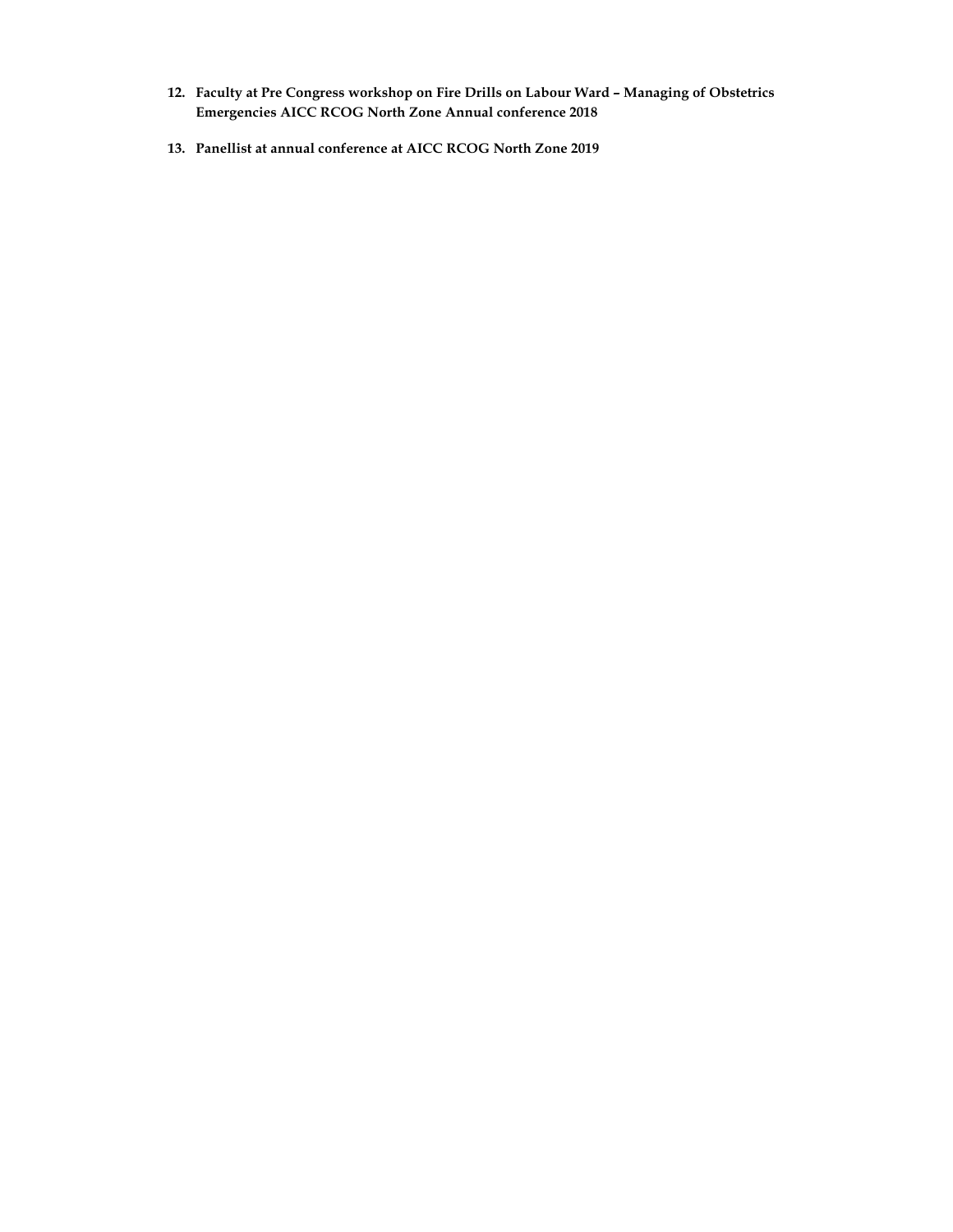12. **Faculty at Pre Congress workshop on Fire Drills on Labour Ward – Managing of Obstetrics Emergencies AICC RCOG North Zone Annual conference 2018**

13. **Panellist at annual conference at AICC RCOG North Zone 2019**